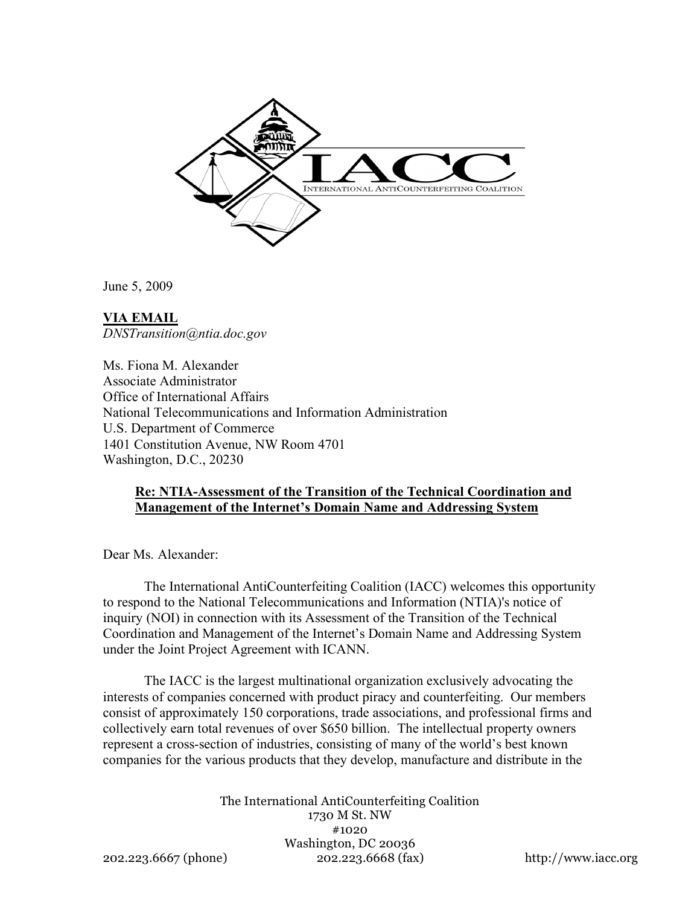IACC

INTERNATIONAL ANTICOUNTERFEITING COALITION

June 5, 2009

**VIA EMAIL**
*DNSTransition@ntia.doc.gov*

Ms. Fiona M. Alexander
Associate Administrator
Office of International Affairs
National Telecommunications and Information Administration
U.S. Department of Commerce
1401 Constitution Avenue, NW Room 4701
Washington, D.C., 20230

**Re: NTIA-Assessment of the Transition of the Technical Coordination and Management of the Internet's Domain Name and Addressing System**

Dear Ms. Alexander:

The International AntiCounterfeiting Coalition (IACC) welcomes this opportunity to respond to the National Telecommunications and Information (NTIA)'s notice of inquiry (NOI) in connection with its Assessment of the Transition of the Technical Coordination and Management of the Internet's Domain Name and Addressing System under the Joint Project Agreement with ICANN.

The IACC is the largest multinational organization exclusively advocating the interests of companies concerned with product piracy and counterfeiting. Our members consist of approximately 150 corporations, trade associations, and professional firms and collectively earn total revenues of over $650 billion. The intellectual property owners represent a cross-section of industries, consisting of many of the world's best known companies for the various products that they develop, manufacture and distribute in the

The International AntiCounterfeiting Coalition
1730 M St. NW
#1020
Washington, DC 20036
202.223.6667 (phone) 202.223.6668 (fax) http://www.iacc.org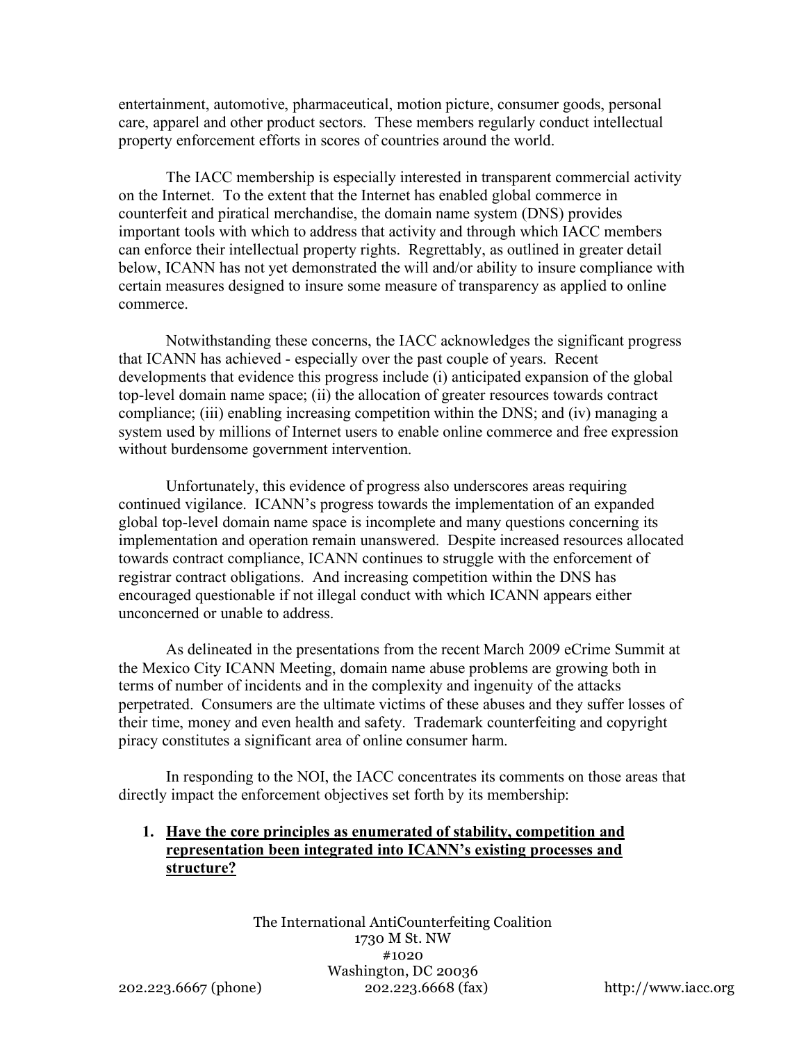entertainment, automotive, pharmaceutical, motion picture, consumer goods, personal care, apparel and other product sectors. These members regularly conduct intellectual property enforcement efforts in scores of countries around the world.

The IACC membership is especially interested in transparent commercial activity on the Internet. To the extent that the Internet has enabled global commerce in counterfeit and piratical merchandise, the domain name system (DNS) provides important tools with which to address that activity and through which IACC members can enforce their intellectual property rights. Regrettably, as outlined in greater detail below, ICANN has not yet demonstrated the will and/or ability to insure compliance with certain measures designed to insure some measure of transparency as applied to online commerce.

Notwithstanding these concerns, the IACC acknowledges the significant progress that ICANN has achieved - especially over the past couple of years. Recent developments that evidence this progress include (i) anticipated expansion of the global top-level domain name space; (ii) the allocation of greater resources towards contract compliance; (iii) enabling increasing competition within the DNS; and (iv) managing a system used by millions of Internet users to enable online commerce and free expression without burdensome government intervention.

Unfortunately, this evidence of progress also underscores areas requiring continued vigilance. ICANN's progress towards the implementation of an expanded global top-level domain name space is incomplete and many questions concerning its implementation and operation remain unanswered. Despite increased resources allocated towards contract compliance, ICANN continues to struggle with the enforcement of registrar contract obligations. And increasing competition within the DNS has encouraged questionable if not illegal conduct with which ICANN appears either unconcerned or unable to address.

As delineated in the presentations from the recent March 2009 eCrime Summit at the Mexico City ICANN Meeting, domain name abuse problems are growing both in terms of number of incidents and in the complexity and ingenuity of the attacks perpetrated. Consumers are the ultimate victims of these abuses and they suffer losses of their time, money and even health and safety. Trademark counterfeiting and copyright piracy constitutes a significant area of online consumer harm.

In responding to the NOI, the IACC concentrates its comments on those areas that directly impact the enforcement objectives set forth by its membership:

1. **<u>Have the core principles as enumerated of stability, competition and representation been integrated into ICANN's existing processes and structure?</u>**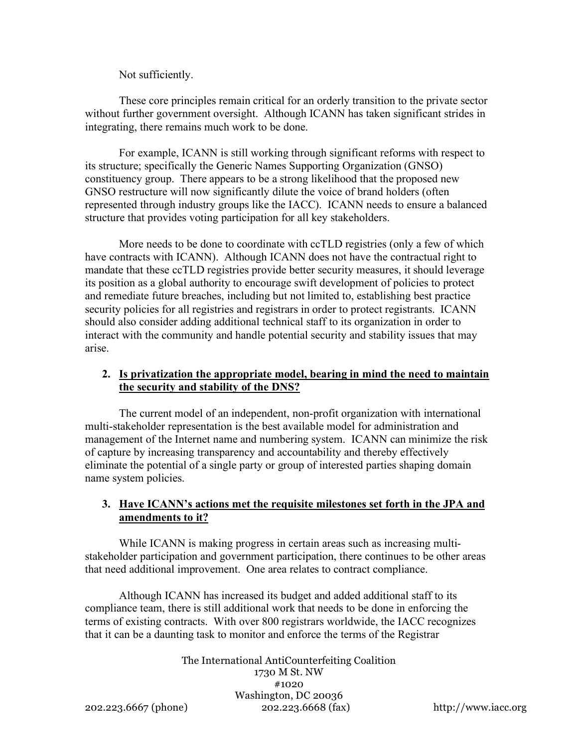Not sufficiently.

These core principles remain critical for an orderly transition to the private sector without further government oversight. Although ICANN has taken significant strides in integrating, there remains much work to be done.

For example, ICANN is still working through significant reforms with respect to its structure; specifically the Generic Names Supporting Organization (GNSO) constituency group. There appears to be a strong likelihood that the proposed new GNSO restructure will now significantly dilute the voice of brand holders (often represented through industry groups like the IACC). ICANN needs to ensure a balanced structure that provides voting participation for all key stakeholders.

More needs to be done to coordinate with ccTLD registries (only a few of which have contracts with ICANN). Although ICANN does not have the contractual right to mandate that these ccTLD registries provide better security measures, it should leverage its position as a global authority to encourage swift development of policies to protect and remediate future breaches, including but not limited to, establishing best practice security policies for all registries and registrars in order to protect registrants. ICANN should also consider adding additional technical staff to its organization in order to interact with the community and handle potential security and stability issues that may arise.

2. **Is privatization the appropriate model, bearing in mind the need to maintain the security and stability of the DNS?**

The current model of an independent, non-profit organization with international multi-stakeholder representation is the best available model for administration and management of the Internet name and numbering system. ICANN can minimize the risk of capture by increasing transparency and accountability and thereby effectively eliminate the potential of a single party or group of interested parties shaping domain name system policies.

3. **Have ICANN's actions met the requisite milestones set forth in the JPA and amendments to it?**

While ICANN is making progress in certain areas such as increasing multi-stakeholder participation and government participation, there continues to be other areas that need additional improvement. One area relates to contract compliance.

Although ICANN has increased its budget and added additional staff to its compliance team, there is still additional work that needs to be done in enforcing the terms of existing contracts. With over 800 registrars worldwide, the IACC recognizes that it can be a daunting task to monitor and enforce the terms of the Registrar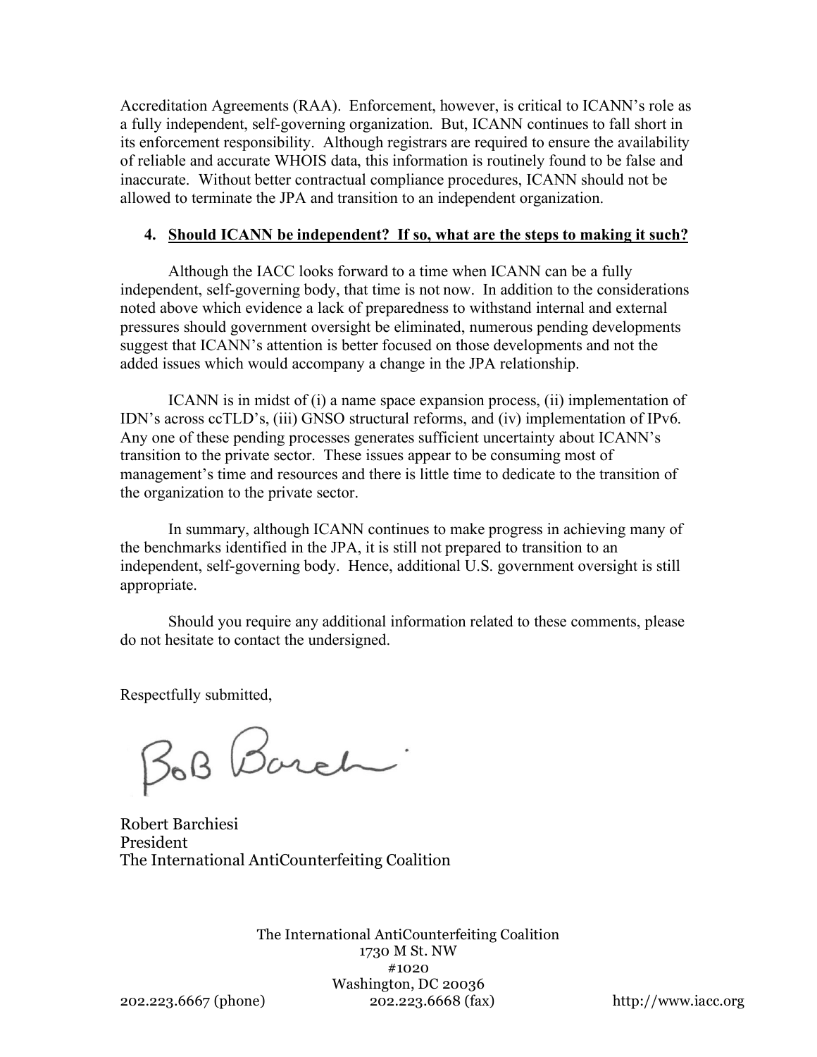Accreditation Agreements (RAA). Enforcement, however, is critical to ICANN's role as a fully independent, self-governing organization. But, ICANN continues to fall short in its enforcement responsibility. Although registrars are required to ensure the availability of reliable and accurate WHOIS data, this information is routinely found to be false and inaccurate. Without better contractual compliance procedures, ICANN should not be allowed to terminate the JPA and transition to an independent organization.

4. **Should ICANN be independent? If so, what are the steps to making it such?**

Although the IACC looks forward to a time when ICANN can be a fully independent, self-governing body, that time is not now. In addition to the considerations noted above which evidence a lack of preparedness to withstand internal and external pressures should government oversight be eliminated, numerous pending developments suggest that ICANN's attention is better focused on those developments and not the added issues which would accompany a change in the JPA relationship.

ICANN is in midst of (i) a name space expansion process, (ii) implementation of IDN's across ccTLD's, (iii) GNSO structural reforms, and (iv) implementation of IPv6. Any one of these pending processes generates sufficient uncertainty about ICANN's transition to the private sector. These issues appear to be consuming most of management's time and resources and there is little time to dedicate to the transition of the organization to the private sector.

In summary, although ICANN continues to make progress in achieving many of the benchmarks identified in the JPA, it is still not prepared to transition to an independent, self-governing body. Hence, additional U.S. government oversight is still appropriate.

Should you require any additional information related to these comments, please do not hesitate to contact the undersigned.

Respectfully submitted,

Bob Barch

Robert Barchiesi
President
The International AntiCounterfeiting Coalition

The International AntiCounterfeiting Coalition
1730 M St. NW
#1020
Washington, DC 20036
202.223.6667 (phone) 202.223.6668 (fax) http://www.iacc.org